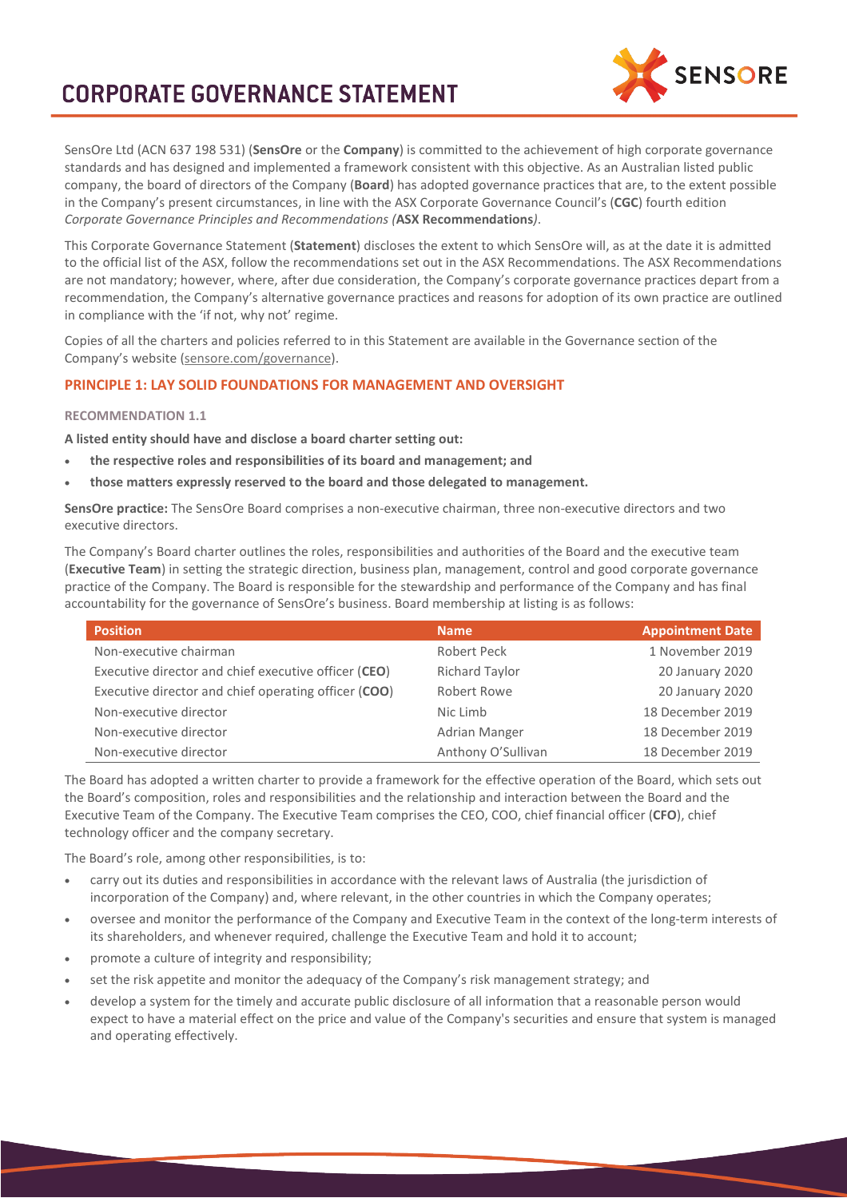# CORPORATE GOVERNANCE STATEMENT

SensOre Ltd (ACN 637 198 531) (**SensOre** or the **Company**) is committed to the achievement of high corporate governance standards and has designed and implemented a framework consistent with this objective. As an Australian listed public company, the board of directors of the Company (**Board**) has adopted governance practices that are, to the extent possible in the Company's present circumstances, in line with the ASX Corporate Governance Council's (**CGC**) fourth edition *Corporate Governance Principles and Recommendations (***ASX Recommendations***)*.

This Corporate Governance Statement (**Statement**) discloses the extent to which SensOre will, as at the date it is admitted to the official list of the ASX, follow the recommendations set out in the ASX Recommendations. The ASX Recommendations are not mandatory; however, where, after due consideration, the Company's corporate governance practices depart from a recommendation, the Company's alternative governance practices and reasons for adoption of its own practice are outlined in compliance with the 'if not, why not' regime.

Copies of all the charters and policies referred to in this Statement are available in the Governance section of the Company's website (sensore.com/governance).

## PRINCIPLE 1: LAY SOLID FOUNDATIONS FOR MANAGEMENT AND OVERSIGHT

### RECOMMENDATION 1.1

**A listed entity should have and disclose a board charter setting out:**

- **the respective roles and responsibilities of its board and management; and**
- **those matters expressly reserved to the board and those delegated to management.**

**SensOre practice:** The SensOre Board comprises a non-executive chairman, three non-executive directors and two executive directors.

The Company's Board charter outlines the roles, responsibilities and authorities of the Board and the executive team (**Executive Team**) in setting the strategic direction, business plan, management, control and good corporate governance practice of the Company. The Board is responsible for the stewardship and performance of the Company and has final accountability for the governance of SensOre's business. Board membership at listing is as follows:

| Position | Name | Appointment Date |
|---|---|---|
| Non-executive chairman | Robert Peck | 1 November 2019 |
| Executive director and chief executive officer (**CEO**) | Richard Taylor | 20 January 2020 |
| Executive director and chief operating officer (**COO**) | Robert Rowe | 20 January 2020 |
| Non-executive director | Nic Limb | 18 December 2019 |
| Non-executive director | Adrian Manger | 18 December 2019 |
| Non-executive director | Anthony O'Sullivan | 18 December 2019 |

The Board has adopted a written charter to provide a framework for the effective operation of the Board, which sets out the Board's composition, roles and responsibilities and the relationship and interaction between the Board and the Executive Team of the Company. The Executive Team comprises the CEO, COO, chief financial officer (**CFO**), chief technology officer and the company secretary.

The Board's role, among other responsibilities, is to:

- carry out its duties and responsibilities in accordance with the relevant laws of Australia (the jurisdiction of incorporation of the Company) and, where relevant, in the other countries in which the Company operates;
- oversee and monitor the performance of the Company and Executive Team in the context of the long-term interests of its shareholders, and whenever required, challenge the Executive Team and hold it to account;
- promote a culture of integrity and responsibility;
- set the risk appetite and monitor the adequacy of the Company's risk management strategy; and
- develop a system for the timely and accurate public disclosure of all information that a reasonable person would expect to have a material effect on the price and value of the Company's securities and ensure that system is managed and operating effectively.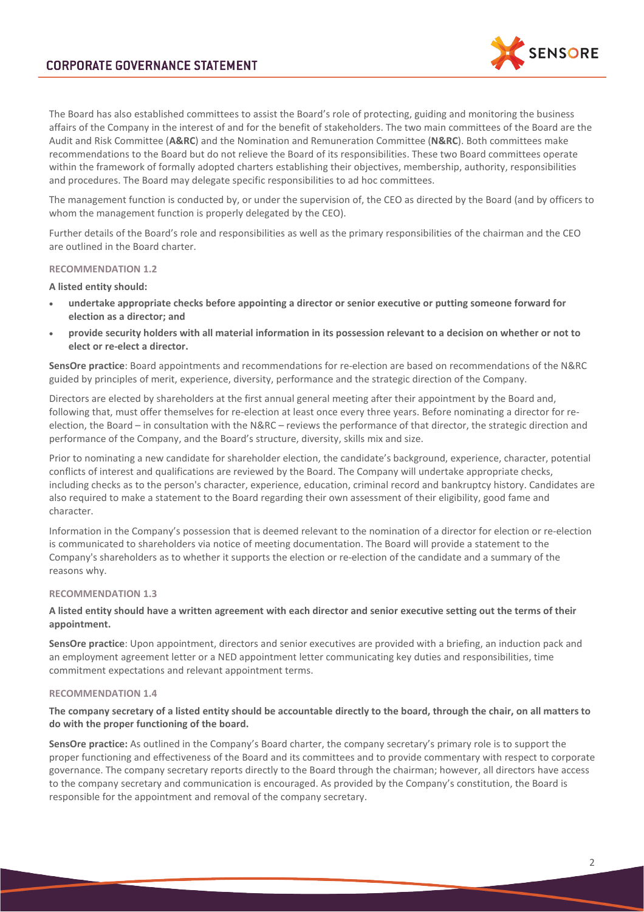The Board has also established committees to assist the Board's role of protecting, guiding and monitoring the business affairs of the Company in the interest of and for the benefit of stakeholders. The two main committees of the Board are the Audit and Risk Committee (**A&RC**) and the Nomination and Remuneration Committee (**N&RC**). Both committees make recommendations to the Board but do not relieve the Board of its responsibilities. These two Board committees operate within the framework of formally adopted charters establishing their objectives, membership, authority, responsibilities and procedures. The Board may delegate specific responsibilities to ad hoc committees.

The management function is conducted by, or under the supervision of, the CEO as directed by the Board (and by officers to whom the management function is properly delegated by the CEO).

Further details of the Board's role and responsibilities as well as the primary responsibilities of the chairman and the CEO are outlined in the Board charter.

#### RECOMMENDATION 1.2

**A listed entity should:**

- **undertake appropriate checks before appointing a director or senior executive or putting someone forward for election as a director; and**
- **provide security holders with all material information in its possession relevant to a decision on whether or not to elect or re-elect a director.**

**SensOre practice**: Board appointments and recommendations for re-election are based on recommendations of the N&RC guided by principles of merit, experience, diversity, performance and the strategic direction of the Company.

Directors are elected by shareholders at the first annual general meeting after their appointment by the Board and, following that, must offer themselves for re-election at least once every three years. Before nominating a director for re-election, the Board – in consultation with the N&RC – reviews the performance of that director, the strategic direction and performance of the Company, and the Board's structure, diversity, skills mix and size.

Prior to nominating a new candidate for shareholder election, the candidate's background, experience, character, potential conflicts of interest and qualifications are reviewed by the Board. The Company will undertake appropriate checks, including checks as to the person's character, experience, education, criminal record and bankruptcy history. Candidates are also required to make a statement to the Board regarding their own assessment of their eligibility, good fame and character.

Information in the Company's possession that is deemed relevant to the nomination of a director for election or re-election is communicated to shareholders via notice of meeting documentation. The Board will provide a statement to the Company's shareholders as to whether it supports the election or re-election of the candidate and a summary of the reasons why.

#### RECOMMENDATION 1.3

**A listed entity should have a written agreement with each director and senior executive setting out the terms of their appointment.**

**SensOre practice**: Upon appointment, directors and senior executives are provided with a briefing, an induction pack and an employment agreement letter or a NED appointment letter communicating key duties and responsibilities, time commitment expectations and relevant appointment terms.

#### RECOMMENDATION 1.4

**The company secretary of a listed entity should be accountable directly to the board, through the chair, on all matters to do with the proper functioning of the board.**

**SensOre practice:** As outlined in the Company's Board charter, the company secretary's primary role is to support the proper functioning and effectiveness of the Board and its committees and to provide commentary with respect to corporate governance. The company secretary reports directly to the Board through the chairman; however, all directors have access to the company secretary and communication is encouraged. As provided by the Company's constitution, the Board is responsible for the appointment and removal of the company secretary.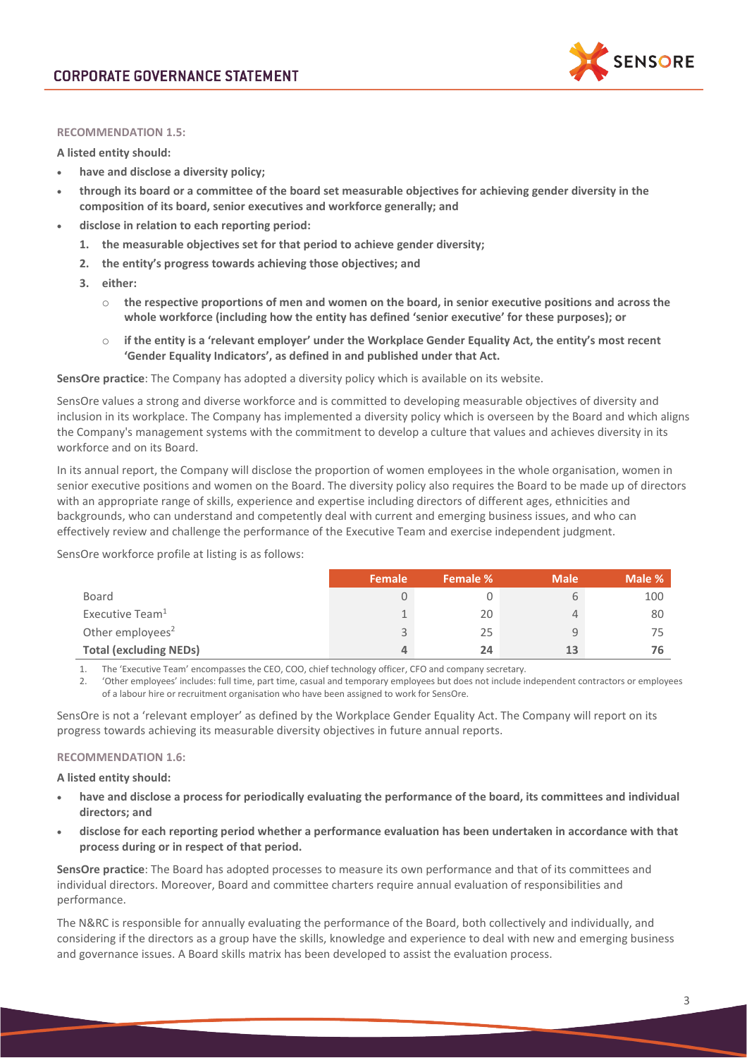#### RECOMMENDATION 1.5:

**A listed entity should:**

- **have and disclose a diversity policy;**
- **through its board or a committee of the board set measurable objectives for achieving gender diversity in the composition of its board, senior executives and workforce generally; and**
- **disclose in relation to each reporting period:**
  1. **the measurable objectives set for that period to achieve gender diversity;**
  2. **the entity's progress towards achieving those objectives; and**
  3. **either:**
     - **the respective proportions of men and women on the board, in senior executive positions and across the whole workforce (including how the entity has defined 'senior executive' for these purposes); or**
     - **if the entity is a 'relevant employer' under the Workplace Gender Equality Act, the entity's most recent 'Gender Equality Indicators', as defined in and published under that Act.**

**SensOre practice**: The Company has adopted a diversity policy which is available on its website.

SensOre values a strong and diverse workforce and is committed to developing measurable objectives of diversity and inclusion in its workplace. The Company has implemented a diversity policy which is overseen by the Board and which aligns the Company's management systems with the commitment to develop a culture that values and achieves diversity in its workforce and on its Board.

In its annual report, the Company will disclose the proportion of women employees in the whole organisation, women in senior executive positions and women on the Board. The diversity policy also requires the Board to be made up of directors with an appropriate range of skills, experience and expertise including directors of different ages, ethnicities and backgrounds, who can understand and competently deal with current and emerging business issues, and who can effectively review and challenge the performance of the Executive Team and exercise independent judgment.

SensOre workforce profile at listing is as follows:

| | Female | Female % | Male | Male % |
|---|---|---|---|---|
| Board | 0 | 0 | 6 | 100 |
| Executive Team[1] | 1 | 20 | 4 | 80 |
| Other employees[2] | 3 | 25 | 9 | 75 |
| **Total (excluding NEDs)** | **4** | **24** | **13** | **76** |

1. The 'Executive Team' encompasses the CEO, COO, chief technology officer, CFO and company secretary.
2. 'Other employees' includes: full time, part time, casual and temporary employees but does not include independent contractors or employees of a labour hire or recruitment organisation who have been assigned to work for SensOre.

SensOre is not a 'relevant employer' as defined by the Workplace Gender Equality Act. The Company will report on its progress towards achieving its measurable diversity objectives in future annual reports.

#### RECOMMENDATION 1.6:

**A listed entity should:**

- **have and disclose a process for periodically evaluating the performance of the board, its committees and individual directors; and**
- **disclose for each reporting period whether a performance evaluation has been undertaken in accordance with that process during or in respect of that period.**

**SensOre practice**: The Board has adopted processes to measure its own performance and that of its committees and individual directors. Moreover, Board and committee charters require annual evaluation of responsibilities and performance.

The N&RC is responsible for annually evaluating the performance of the Board, both collectively and individually, and considering if the directors as a group have the skills, knowledge and experience to deal with new and emerging business and governance issues. A Board skills matrix has been developed to assist the evaluation process.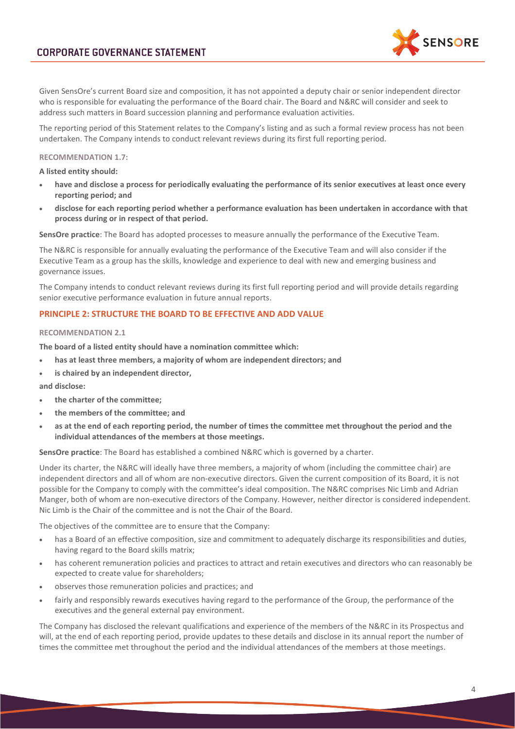Given SensOre's current Board size and composition, it has not appointed a deputy chair or senior independent director who is responsible for evaluating the performance of the Board chair. The Board and N&RC will consider and seek to address such matters in Board succession planning and performance evaluation activities.

The reporting period of this Statement relates to the Company's listing and as such a formal review process has not been undertaken. The Company intends to conduct relevant reviews during its first full reporting period.

#### RECOMMENDATION 1.7:

**A listed entity should:**

- **have and disclose a process for periodically evaluating the performance of its senior executives at least once every reporting period; and**
- **disclose for each reporting period whether a performance evaluation has been undertaken in accordance with that process during or in respect of that period.**

**SensOre practice**: The Board has adopted processes to measure annually the performance of the Executive Team.

The N&RC is responsible for annually evaluating the performance of the Executive Team and will also consider if the Executive Team as a group has the skills, knowledge and experience to deal with new and emerging business and governance issues.

The Company intends to conduct relevant reviews during its first full reporting period and will provide details regarding senior executive performance evaluation in future annual reports.

### PRINCIPLE 2: STRUCTURE THE BOARD TO BE EFFECTIVE AND ADD VALUE

#### RECOMMENDATION 2.1

**The board of a listed entity should have a nomination committee which:**

- **has at least three members, a majority of whom are independent directors; and**
- **is chaired by an independent director,**

**and disclose:**

- **the charter of the committee;**
- **the members of the committee; and**
- **as at the end of each reporting period, the number of times the committee met throughout the period and the individual attendances of the members at those meetings.**

**SensOre practice**: The Board has established a combined N&RC which is governed by a charter.

Under its charter, the N&RC will ideally have three members, a majority of whom (including the committee chair) are independent directors and all of whom are non-executive directors. Given the current composition of its Board, it is not possible for the Company to comply with the committee's ideal composition. The N&RC comprises Nic Limb and Adrian Manger, both of whom are non-executive directors of the Company. However, neither director is considered independent. Nic Limb is the Chair of the committee and is not the Chair of the Board.

The objectives of the committee are to ensure that the Company:

- has a Board of an effective composition, size and commitment to adequately discharge its responsibilities and duties, having regard to the Board skills matrix;
- has coherent remuneration policies and practices to attract and retain executives and directors who can reasonably be expected to create value for shareholders;
- observes those remuneration policies and practices; and
- fairly and responsibly rewards executives having regard to the performance of the Group, the performance of the executives and the general external pay environment.

The Company has disclosed the relevant qualifications and experience of the members of the N&RC in its Prospectus and will, at the end of each reporting period, provide updates to these details and disclose in its annual report the number of times the committee met throughout the period and the individual attendances of the members at those meetings.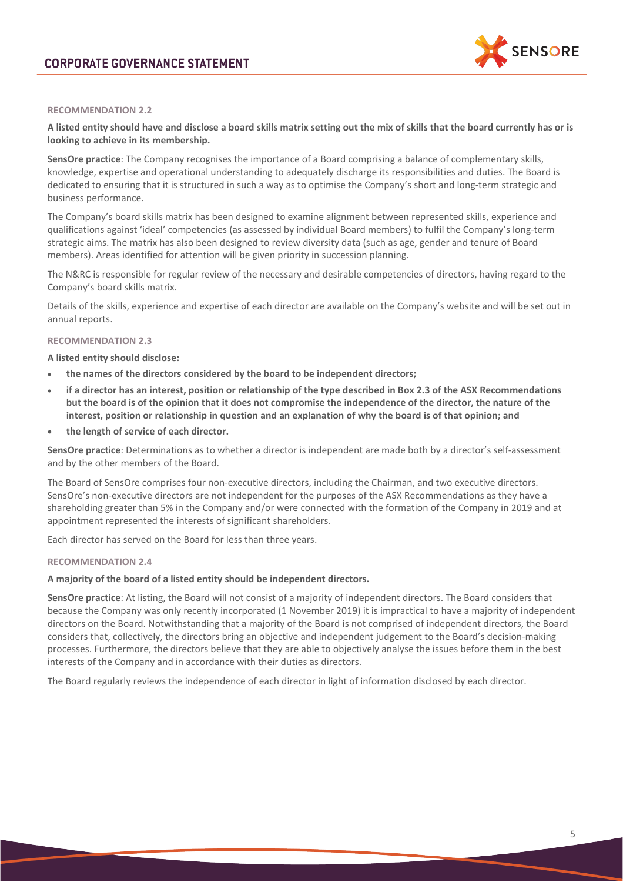#### RECOMMENDATION 2.2

**A listed entity should have and disclose a board skills matrix setting out the mix of skills that the board currently has or is looking to achieve in its membership.**

**SensOre practice**: The Company recognises the importance of a Board comprising a balance of complementary skills, knowledge, expertise and operational understanding to adequately discharge its responsibilities and duties. The Board is dedicated to ensuring that it is structured in such a way as to optimise the Company's short and long-term strategic and business performance.

The Company's board skills matrix has been designed to examine alignment between represented skills, experience and qualifications against 'ideal' competencies (as assessed by individual Board members) to fulfil the Company's long-term strategic aims. The matrix has also been designed to review diversity data (such as age, gender and tenure of Board members). Areas identified for attention will be given priority in succession planning.

The N&RC is responsible for regular review of the necessary and desirable competencies of directors, having regard to the Company's board skills matrix.

Details of the skills, experience and expertise of each director are available on the Company's website and will be set out in annual reports.

#### RECOMMENDATION 2.3

**A listed entity should disclose:**

- **the names of the directors considered by the board to be independent directors;**
- **if a director has an interest, position or relationship of the type described in Box 2.3 of the ASX Recommendations but the board is of the opinion that it does not compromise the independence of the director, the nature of the interest, position or relationship in question and an explanation of why the board is of that opinion; and**
- **the length of service of each director.**

**SensOre practice**: Determinations as to whether a director is independent are made both by a director's self-assessment and by the other members of the Board.

The Board of SensOre comprises four non-executive directors, including the Chairman, and two executive directors. SensOre's non-executive directors are not independent for the purposes of the ASX Recommendations as they have a shareholding greater than 5% in the Company and/or were connected with the formation of the Company in 2019 and at appointment represented the interests of significant shareholders.

Each director has served on the Board for less than three years.

#### RECOMMENDATION 2.4

**A majority of the board of a listed entity should be independent directors.**

**SensOre practice**: At listing, the Board will not consist of a majority of independent directors. The Board considers that because the Company was only recently incorporated (1 November 2019) it is impractical to have a majority of independent directors on the Board. Notwithstanding that a majority of the Board is not comprised of independent directors, the Board considers that, collectively, the directors bring an objective and independent judgement to the Board's decision-making processes. Furthermore, the directors believe that they are able to objectively analyse the issues before them in the best interests of the Company and in accordance with their duties as directors.

The Board regularly reviews the independence of each director in light of information disclosed by each director.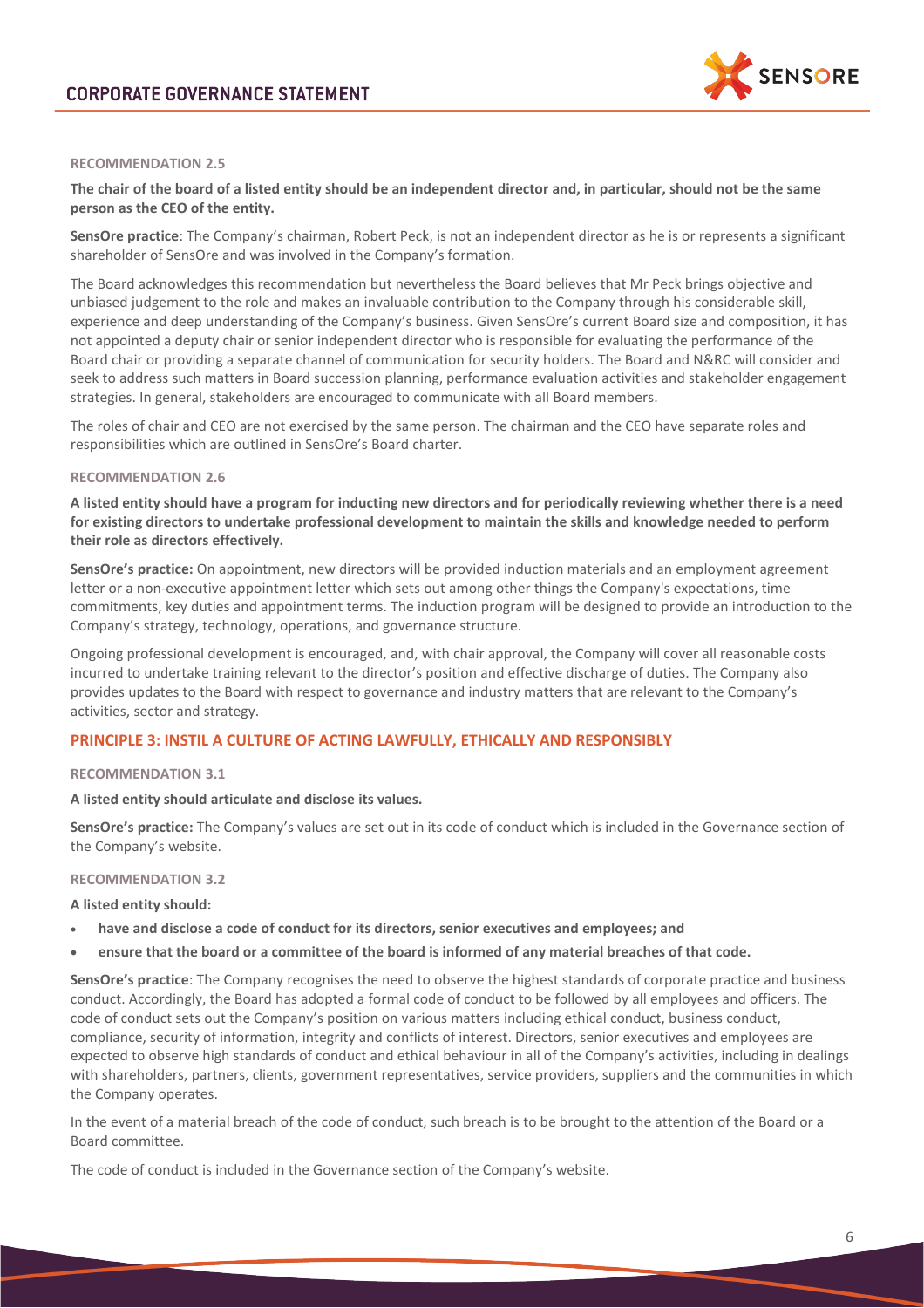#### RECOMMENDATION 2.5

**The chair of the board of a listed entity should be an independent director and, in particular, should not be the same person as the CEO of the entity.**

**SensOre practice**: The Company's chairman, Robert Peck, is not an independent director as he is or represents a significant shareholder of SensOre and was involved in the Company's formation.

The Board acknowledges this recommendation but nevertheless the Board believes that Mr Peck brings objective and unbiased judgement to the role and makes an invaluable contribution to the Company through his considerable skill, experience and deep understanding of the Company's business. Given SensOre's current Board size and composition, it has not appointed a deputy chair or senior independent director who is responsible for evaluating the performance of the Board chair or providing a separate channel of communication for security holders. The Board and N&RC will consider and seek to address such matters in Board succession planning, performance evaluation activities and stakeholder engagement strategies. In general, stakeholders are encouraged to communicate with all Board members.

The roles of chair and CEO are not exercised by the same person. The chairman and the CEO have separate roles and responsibilities which are outlined in SensOre's Board charter.

#### RECOMMENDATION 2.6

**A listed entity should have a program for inducting new directors and for periodically reviewing whether there is a need for existing directors to undertake professional development to maintain the skills and knowledge needed to perform their role as directors effectively.**

**SensOre's practice:** On appointment, new directors will be provided induction materials and an employment agreement letter or a non-executive appointment letter which sets out among other things the Company's expectations, time commitments, key duties and appointment terms. The induction program will be designed to provide an introduction to the Company's strategy, technology, operations, and governance structure.

Ongoing professional development is encouraged, and, with chair approval, the Company will cover all reasonable costs incurred to undertake training relevant to the director's position and effective discharge of duties. The Company also provides updates to the Board with respect to governance and industry matters that are relevant to the Company's activities, sector and strategy.

### PRINCIPLE 3: INSTIL A CULTURE OF ACTING LAWFULLY, ETHICALLY AND RESPONSIBLY

#### RECOMMENDATION 3.1

**A listed entity should articulate and disclose its values.**

**SensOre's practice:** The Company's values are set out in its code of conduct which is included in the Governance section of the Company's website.

#### RECOMMENDATION 3.2

**A listed entity should:**

- **have and disclose a code of conduct for its directors, senior executives and employees; and**
- **ensure that the board or a committee of the board is informed of any material breaches of that code.**

**SensOre's practice**: The Company recognises the need to observe the highest standards of corporate practice and business conduct. Accordingly, the Board has adopted a formal code of conduct to be followed by all employees and officers. The code of conduct sets out the Company's position on various matters including ethical conduct, business conduct, compliance, security of information, integrity and conflicts of interest. Directors, senior executives and employees are expected to observe high standards of conduct and ethical behaviour in all of the Company's activities, including in dealings with shareholders, partners, clients, government representatives, service providers, suppliers and the communities in which the Company operates.

In the event of a material breach of the code of conduct, such breach is to be brought to the attention of the Board or a Board committee.

The code of conduct is included in the Governance section of the Company's website.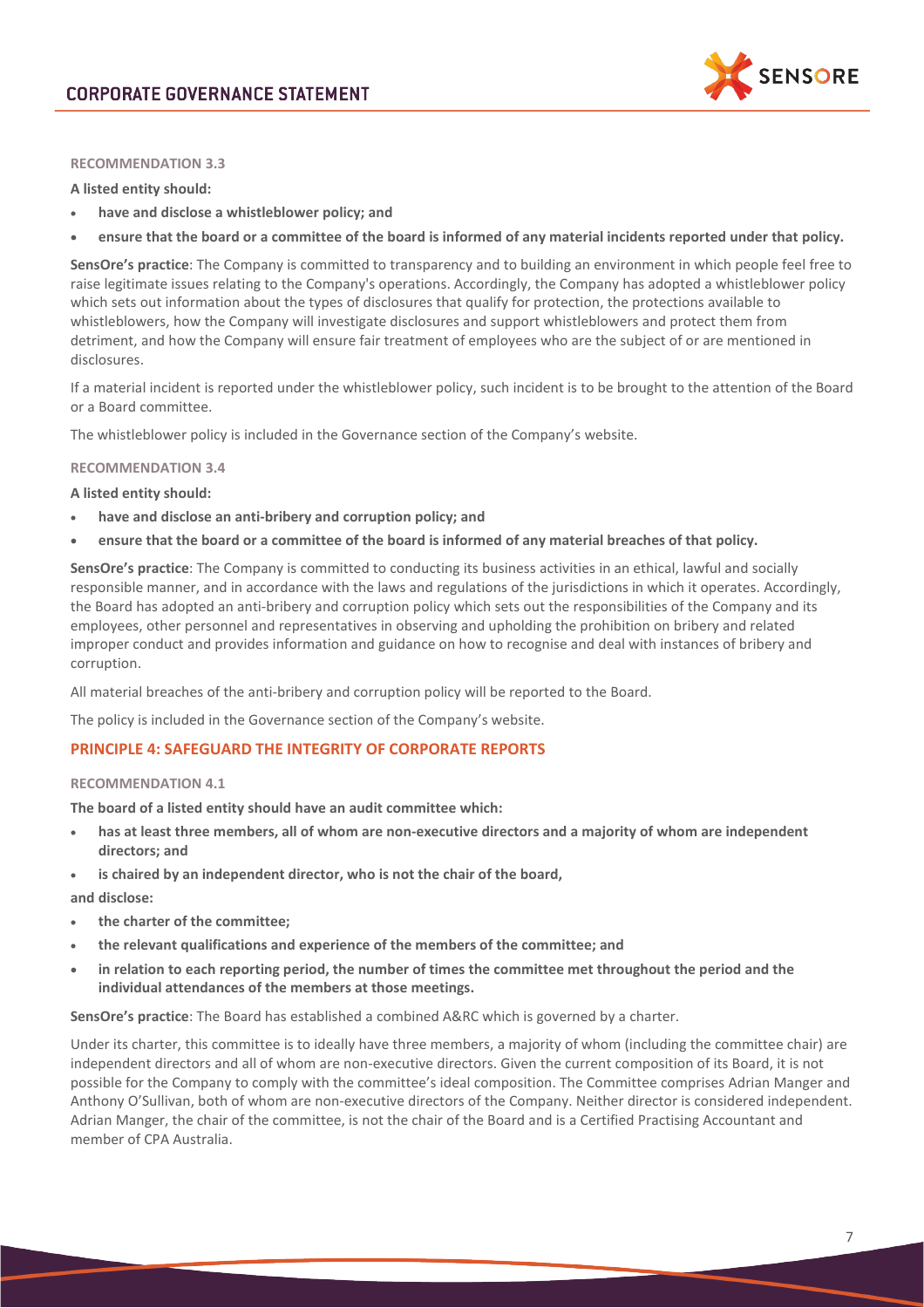#### RECOMMENDATION 3.3

**A listed entity should:**

- **have and disclose a whistleblower policy; and**
- **ensure that the board or a committee of the board is informed of any material incidents reported under that policy.**

**SensOre's practice**: The Company is committed to transparency and to building an environment in which people feel free to raise legitimate issues relating to the Company's operations. Accordingly, the Company has adopted a whistleblower policy which sets out information about the types of disclosures that qualify for protection, the protections available to whistleblowers, how the Company will investigate disclosures and support whistleblowers and protect them from detriment, and how the Company will ensure fair treatment of employees who are the subject of or are mentioned in disclosures.

If a material incident is reported under the whistleblower policy, such incident is to be brought to the attention of the Board or a Board committee.

The whistleblower policy is included in the Governance section of the Company's website.

#### RECOMMENDATION 3.4

**A listed entity should:**

- **have and disclose an anti-bribery and corruption policy; and**
- **ensure that the board or a committee of the board is informed of any material breaches of that policy.**

**SensOre's practice**: The Company is committed to conducting its business activities in an ethical, lawful and socially responsible manner, and in accordance with the laws and regulations of the jurisdictions in which it operates. Accordingly, the Board has adopted an anti-bribery and corruption policy which sets out the responsibilities of the Company and its employees, other personnel and representatives in observing and upholding the prohibition on bribery and related improper conduct and provides information and guidance on how to recognise and deal with instances of bribery and corruption.

All material breaches of the anti-bribery and corruption policy will be reported to the Board.

The policy is included in the Governance section of the Company's website.

### PRINCIPLE 4: SAFEGUARD THE INTEGRITY OF CORPORATE REPORTS

#### RECOMMENDATION 4.1

**The board of a listed entity should have an audit committee which:**

- **has at least three members, all of whom are non-executive directors and a majority of whom are independent directors; and**
- **is chaired by an independent director, who is not the chair of the board,**

**and disclose:**

- **the charter of the committee;**
- **the relevant qualifications and experience of the members of the committee; and**
- **in relation to each reporting period, the number of times the committee met throughout the period and the individual attendances of the members at those meetings.**

**SensOre's practice**: The Board has established a combined A&RC which is governed by a charter.

Under its charter, this committee is to ideally have three members, a majority of whom (including the committee chair) are independent directors and all of whom are non-executive directors. Given the current composition of its Board, it is not possible for the Company to comply with the committee's ideal composition. The Committee comprises Adrian Manger and Anthony O'Sullivan, both of whom are non-executive directors of the Company. Neither director is considered independent. Adrian Manger, the chair of the committee, is not the chair of the Board and is a Certified Practising Accountant and member of CPA Australia.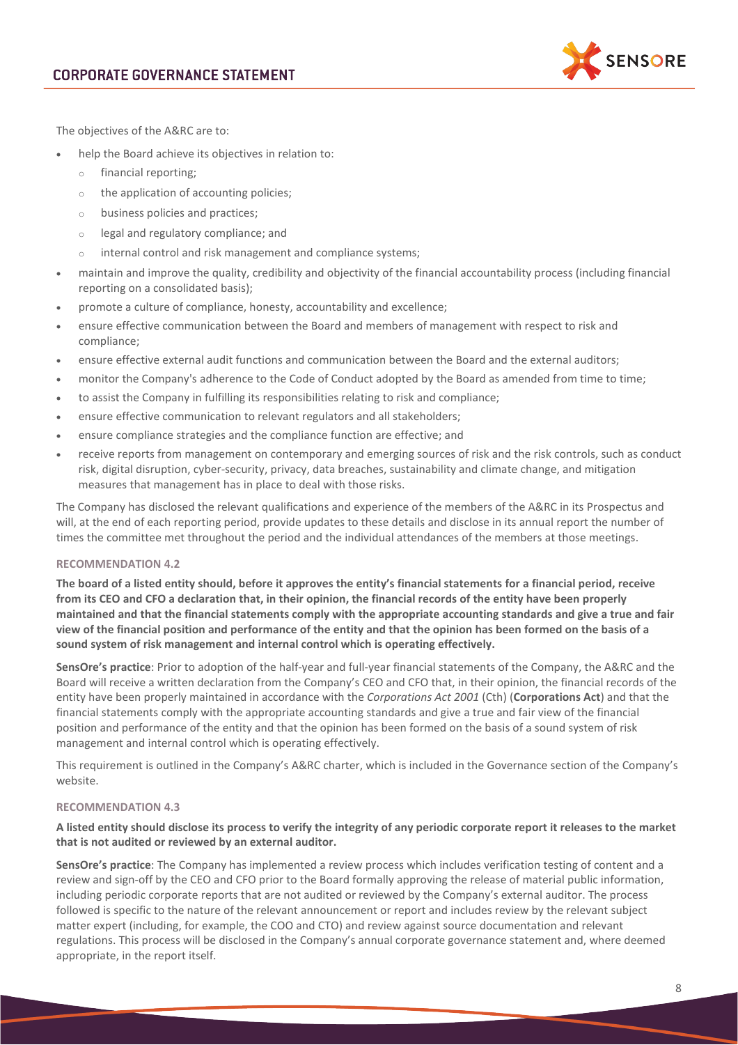The objectives of the A&RC are to:

- help the Board achieve its objectives in relation to:
  - financial reporting;
  - the application of accounting policies;
  - business policies and practices;
  - legal and regulatory compliance; and
  - internal control and risk management and compliance systems;
- maintain and improve the quality, credibility and objectivity of the financial accountability process (including financial reporting on a consolidated basis);
- promote a culture of compliance, honesty, accountability and excellence;
- ensure effective communication between the Board and members of management with respect to risk and compliance;
- ensure effective external audit functions and communication between the Board and the external auditors;
- monitor the Company's adherence to the Code of Conduct adopted by the Board as amended from time to time;
- to assist the Company in fulfilling its responsibilities relating to risk and compliance;
- ensure effective communication to relevant regulators and all stakeholders;
- ensure compliance strategies and the compliance function are effective; and
- receive reports from management on contemporary and emerging sources of risk and the risk controls, such as conduct risk, digital disruption, cyber-security, privacy, data breaches, sustainability and climate change, and mitigation measures that management has in place to deal with those risks.

The Company has disclosed the relevant qualifications and experience of the members of the A&RC in its Prospectus and will, at the end of each reporting period, provide updates to these details and disclose in its annual report the number of times the committee met throughout the period and the individual attendances of the members at those meetings.

#### RECOMMENDATION 4.2

**The board of a listed entity should, before it approves the entity's financial statements for a financial period, receive from its CEO and CFO a declaration that, in their opinion, the financial records of the entity have been properly maintained and that the financial statements comply with the appropriate accounting standards and give a true and fair view of the financial position and performance of the entity and that the opinion has been formed on the basis of a sound system of risk management and internal control which is operating effectively.**

**SensOre's practice**: Prior to adoption of the half-year and full-year financial statements of the Company, the A&RC and the Board will receive a written declaration from the Company's CEO and CFO that, in their opinion, the financial records of the entity have been properly maintained in accordance with the *Corporations Act 2001* (Cth) (**Corporations Act**) and that the financial statements comply with the appropriate accounting standards and give a true and fair view of the financial position and performance of the entity and that the opinion has been formed on the basis of a sound system of risk management and internal control which is operating effectively.

This requirement is outlined in the Company's A&RC charter, which is included in the Governance section of the Company's website.

#### RECOMMENDATION 4.3

**A listed entity should disclose its process to verify the integrity of any periodic corporate report it releases to the market that is not audited or reviewed by an external auditor.**

**SensOre's practice**: The Company has implemented a review process which includes verification testing of content and a review and sign-off by the CEO and CFO prior to the Board formally approving the release of material public information, including periodic corporate reports that are not audited or reviewed by the Company's external auditor. The process followed is specific to the nature of the relevant announcement or report and includes review by the relevant subject matter expert (including, for example, the COO and CTO) and review against source documentation and relevant regulations. This process will be disclosed in the Company's annual corporate governance statement and, where deemed appropriate, in the report itself.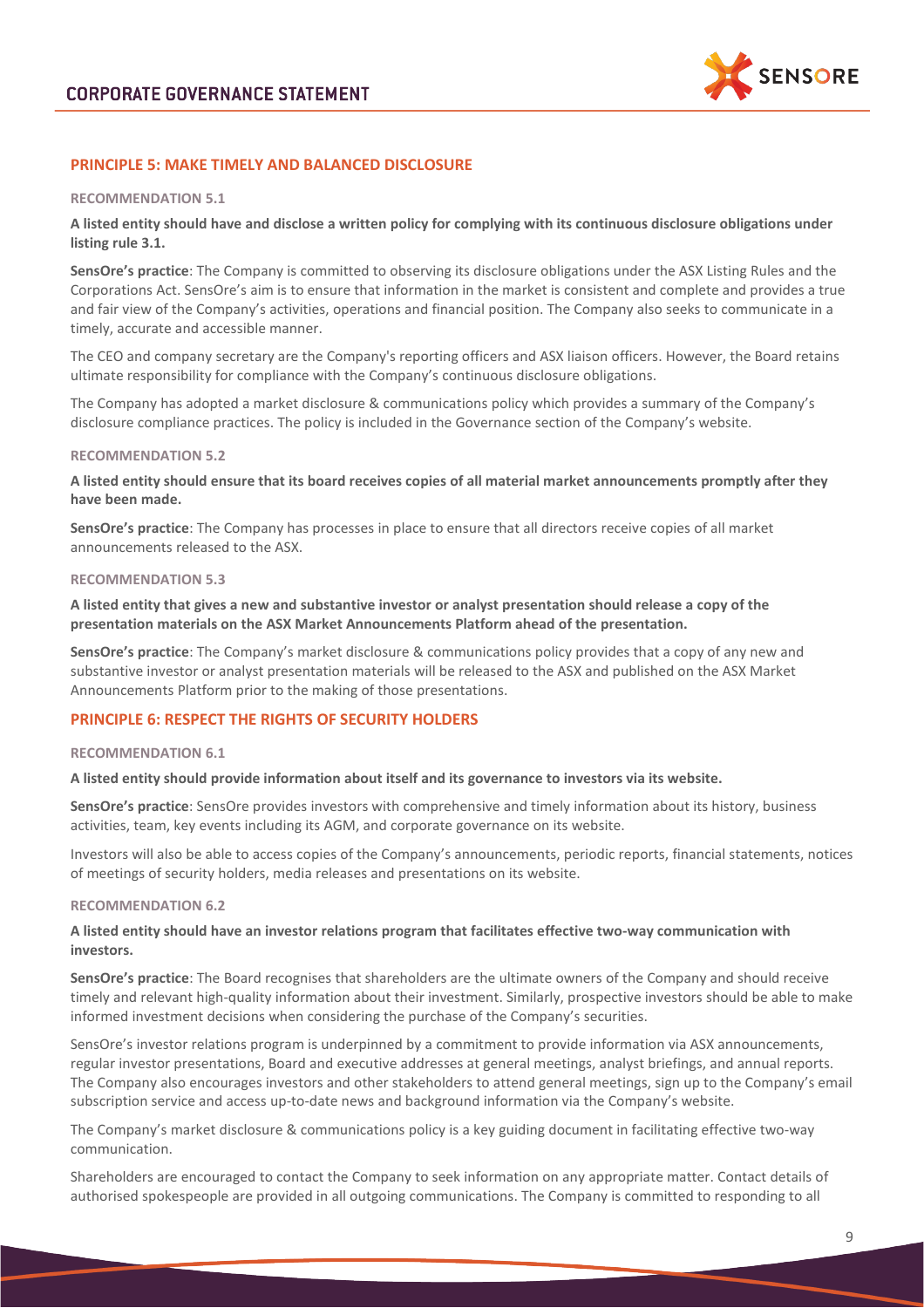## PRINCIPLE 5: MAKE TIMELY AND BALANCED DISCLOSURE

### RECOMMENDATION 5.1

**A listed entity should have and disclose a written policy for complying with its continuous disclosure obligations under listing rule 3.1.**

**SensOre's practice**: The Company is committed to observing its disclosure obligations under the ASX Listing Rules and the Corporations Act. SensOre's aim is to ensure that information in the market is consistent and complete and provides a true and fair view of the Company's activities, operations and financial position. The Company also seeks to communicate in a timely, accurate and accessible manner.

The CEO and company secretary are the Company's reporting officers and ASX liaison officers. However, the Board retains ultimate responsibility for compliance with the Company's continuous disclosure obligations.

The Company has adopted a market disclosure & communications policy which provides a summary of the Company's disclosure compliance practices. The policy is included in the Governance section of the Company's website.

### RECOMMENDATION 5.2

**A listed entity should ensure that its board receives copies of all material market announcements promptly after they have been made.**

**SensOre's practice**: The Company has processes in place to ensure that all directors receive copies of all market announcements released to the ASX.

### RECOMMENDATION 5.3

**A listed entity that gives a new and substantive investor or analyst presentation should release a copy of the presentation materials on the ASX Market Announcements Platform ahead of the presentation.**

**SensOre's practice**: The Company's market disclosure & communications policy provides that a copy of any new and substantive investor or analyst presentation materials will be released to the ASX and published on the ASX Market Announcements Platform prior to the making of those presentations.

## PRINCIPLE 6: RESPECT THE RIGHTS OF SECURITY HOLDERS

### RECOMMENDATION 6.1

**A listed entity should provide information about itself and its governance to investors via its website.**

**SensOre's practice**: SensOre provides investors with comprehensive and timely information about its history, business activities, team, key events including its AGM, and corporate governance on its website.

Investors will also be able to access copies of the Company's announcements, periodic reports, financial statements, notices of meetings of security holders, media releases and presentations on its website.

### RECOMMENDATION 6.2

**A listed entity should have an investor relations program that facilitates effective two-way communication with investors.**

**SensOre's practice**: The Board recognises that shareholders are the ultimate owners of the Company and should receive timely and relevant high-quality information about their investment. Similarly, prospective investors should be able to make informed investment decisions when considering the purchase of the Company's securities.

SensOre's investor relations program is underpinned by a commitment to provide information via ASX announcements, regular investor presentations, Board and executive addresses at general meetings, analyst briefings, and annual reports. The Company also encourages investors and other stakeholders to attend general meetings, sign up to the Company's email subscription service and access up-to-date news and background information via the Company's website.

The Company's market disclosure & communications policy is a key guiding document in facilitating effective two-way communication.

Shareholders are encouraged to contact the Company to seek information on any appropriate matter. Contact details of authorised spokespeople are provided in all outgoing communications. The Company is committed to responding to all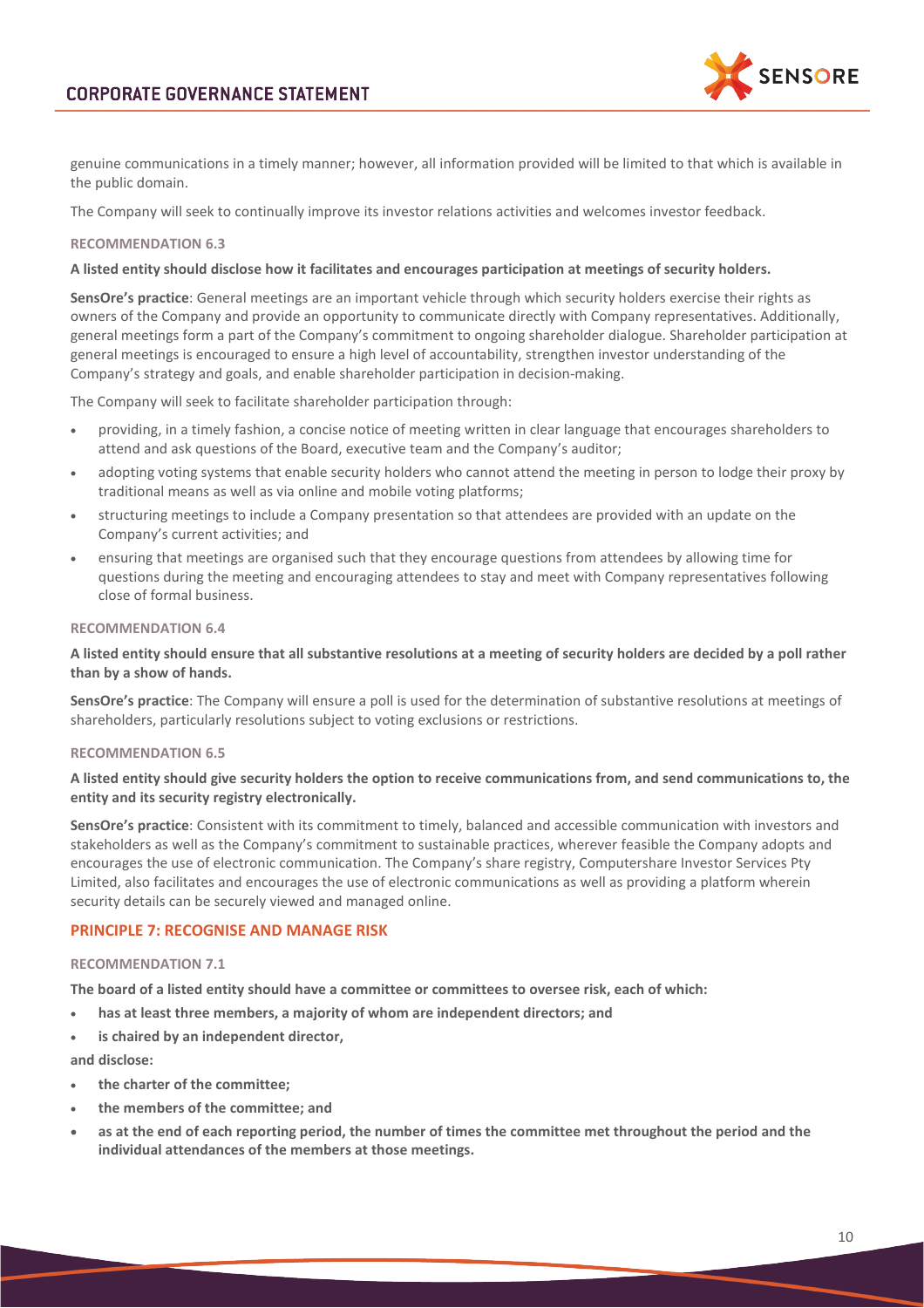genuine communications in a timely manner; however, all information provided will be limited to that which is available in the public domain.

The Company will seek to continually improve its investor relations activities and welcomes investor feedback.

#### RECOMMENDATION 6.3

**A listed entity should disclose how it facilitates and encourages participation at meetings of security holders.**

**SensOre's practice**: General meetings are an important vehicle through which security holders exercise their rights as owners of the Company and provide an opportunity to communicate directly with Company representatives. Additionally, general meetings form a part of the Company's commitment to ongoing shareholder dialogue. Shareholder participation at general meetings is encouraged to ensure a high level of accountability, strengthen investor understanding of the Company's strategy and goals, and enable shareholder participation in decision-making.

The Company will seek to facilitate shareholder participation through:

- providing, in a timely fashion, a concise notice of meeting written in clear language that encourages shareholders to attend and ask questions of the Board, executive team and the Company's auditor;
- adopting voting systems that enable security holders who cannot attend the meeting in person to lodge their proxy by traditional means as well as via online and mobile voting platforms;
- structuring meetings to include a Company presentation so that attendees are provided with an update on the Company's current activities; and
- ensuring that meetings are organised such that they encourage questions from attendees by allowing time for questions during the meeting and encouraging attendees to stay and meet with Company representatives following close of formal business.

#### RECOMMENDATION 6.4

**A listed entity should ensure that all substantive resolutions at a meeting of security holders are decided by a poll rather than by a show of hands.**

**SensOre's practice**: The Company will ensure a poll is used for the determination of substantive resolutions at meetings of shareholders, particularly resolutions subject to voting exclusions or restrictions.

#### RECOMMENDATION 6.5

**A listed entity should give security holders the option to receive communications from, and send communications to, the entity and its security registry electronically.**

**SensOre's practice**: Consistent with its commitment to timely, balanced and accessible communication with investors and stakeholders as well as the Company's commitment to sustainable practices, wherever feasible the Company adopts and encourages the use of electronic communication. The Company's share registry, Computershare Investor Services Pty Limited, also facilitates and encourages the use of electronic communications as well as providing a platform wherein security details can be securely viewed and managed online.

### PRINCIPLE 7: RECOGNISE AND MANAGE RISK

#### RECOMMENDATION 7.1

**The board of a listed entity should have a committee or committees to oversee risk, each of which:**

- **has at least three members, a majority of whom are independent directors; and**
- **is chaired by an independent director,**

**and disclose:**

- **the charter of the committee;**
- **the members of the committee; and**
- **as at the end of each reporting period, the number of times the committee met throughout the period and the individual attendances of the members at those meetings.**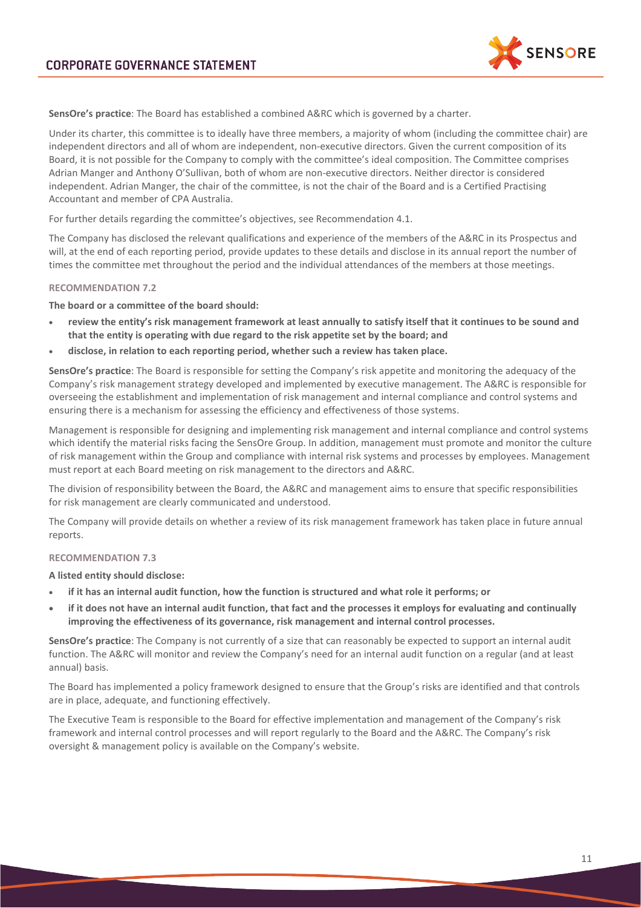**SensOre's practice**: The Board has established a combined A&RC which is governed by a charter.

Under its charter, this committee is to ideally have three members, a majority of whom (including the committee chair) are independent directors and all of whom are independent, non-executive directors. Given the current composition of its Board, it is not possible for the Company to comply with the committee's ideal composition. The Committee comprises Adrian Manger and Anthony O'Sullivan, both of whom are non-executive directors. Neither director is considered independent. Adrian Manger, the chair of the committee, is not the chair of the Board and is a Certified Practising Accountant and member of CPA Australia.

For further details regarding the committee's objectives, see Recommendation 4.1.

The Company has disclosed the relevant qualifications and experience of the members of the A&RC in its Prospectus and will, at the end of each reporting period, provide updates to these details and disclose in its annual report the number of times the committee met throughout the period and the individual attendances of the members at those meetings.

#### RECOMMENDATION 7.2

**The board or a committee of the board should:**

- **review the entity's risk management framework at least annually to satisfy itself that it continues to be sound and that the entity is operating with due regard to the risk appetite set by the board; and**
- **disclose, in relation to each reporting period, whether such a review has taken place.**

**SensOre's practice**: The Board is responsible for setting the Company's risk appetite and monitoring the adequacy of the Company's risk management strategy developed and implemented by executive management. The A&RC is responsible for overseeing the establishment and implementation of risk management and internal compliance and control systems and ensuring there is a mechanism for assessing the efficiency and effectiveness of those systems.

Management is responsible for designing and implementing risk management and internal compliance and control systems which identify the material risks facing the SensOre Group. In addition, management must promote and monitor the culture of risk management within the Group and compliance with internal risk systems and processes by employees. Management must report at each Board meeting on risk management to the directors and A&RC.

The division of responsibility between the Board, the A&RC and management aims to ensure that specific responsibilities for risk management are clearly communicated and understood.

The Company will provide details on whether a review of its risk management framework has taken place in future annual reports.

#### RECOMMENDATION 7.3

**A listed entity should disclose:**

- **if it has an internal audit function, how the function is structured and what role it performs; or**
- **if it does not have an internal audit function, that fact and the processes it employs for evaluating and continually improving the effectiveness of its governance, risk management and internal control processes.**

**SensOre's practice**: The Company is not currently of a size that can reasonably be expected to support an internal audit function. The A&RC will monitor and review the Company's need for an internal audit function on a regular (and at least annual) basis.

The Board has implemented a policy framework designed to ensure that the Group's risks are identified and that controls are in place, adequate, and functioning effectively.

The Executive Team is responsible to the Board for effective implementation and management of the Company's risk framework and internal control processes and will report regularly to the Board and the A&RC. The Company's risk oversight & management policy is available on the Company's website.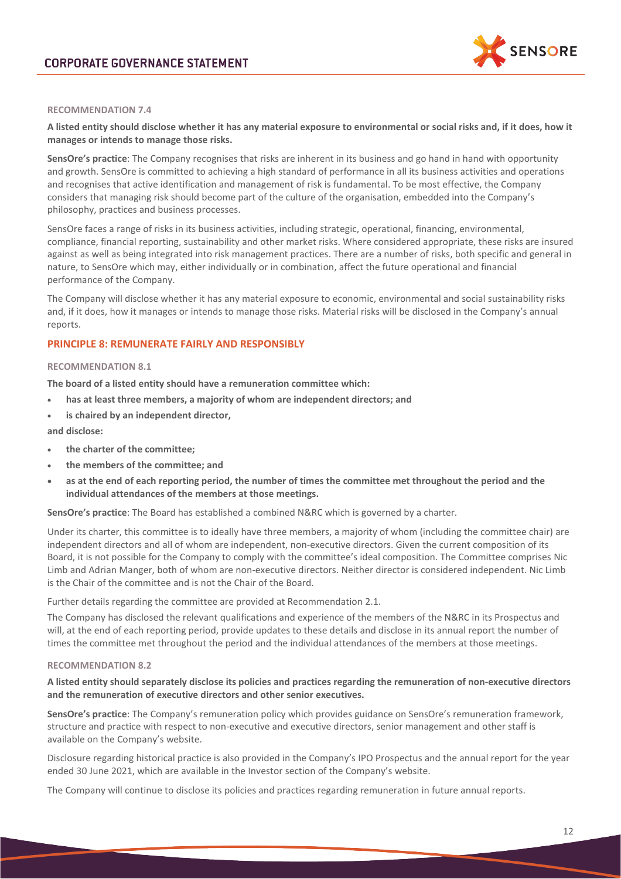#### RECOMMENDATION 7.4

**A listed entity should disclose whether it has any material exposure to environmental or social risks and, if it does, how it manages or intends to manage those risks.**

**SensOre's practice**: The Company recognises that risks are inherent in its business and go hand in hand with opportunity and growth. SensOre is committed to achieving a high standard of performance in all its business activities and operations and recognises that active identification and management of risk is fundamental. To be most effective, the Company considers that managing risk should become part of the culture of the organisation, embedded into the Company's philosophy, practices and business processes.

SensOre faces a range of risks in its business activities, including strategic, operational, financing, environmental, compliance, financial reporting, sustainability and other market risks. Where considered appropriate, these risks are insured against as well as being integrated into risk management practices. There are a number of risks, both specific and general in nature, to SensOre which may, either individually or in combination, affect the future operational and financial performance of the Company.

The Company will disclose whether it has any material exposure to economic, environmental and social sustainability risks and, if it does, how it manages or intends to manage those risks. Material risks will be disclosed in the Company's annual reports.

### PRINCIPLE 8: REMUNERATE FAIRLY AND RESPONSIBLY

#### RECOMMENDATION 8.1

**The board of a listed entity should have a remuneration committee which:**

- **has at least three members, a majority of whom are independent directors; and**
- **is chaired by an independent director,**

**and disclose:**

- **the charter of the committee;**
- **the members of the committee; and**
- **as at the end of each reporting period, the number of times the committee met throughout the period and the individual attendances of the members at those meetings.**

**SensOre's practice**: The Board has established a combined N&RC which is governed by a charter.

Under its charter, this committee is to ideally have three members, a majority of whom (including the committee chair) are independent directors and all of whom are independent, non-executive directors. Given the current composition of its Board, it is not possible for the Company to comply with the committee's ideal composition. The Committee comprises Nic Limb and Adrian Manger, both of whom are non-executive directors. Neither director is considered independent. Nic Limb is the Chair of the committee and is not the Chair of the Board.

Further details regarding the committee are provided at Recommendation 2.1.

The Company has disclosed the relevant qualifications and experience of the members of the N&RC in its Prospectus and will, at the end of each reporting period, provide updates to these details and disclose in its annual report the number of times the committee met throughout the period and the individual attendances of the members at those meetings.

#### RECOMMENDATION 8.2

**A listed entity should separately disclose its policies and practices regarding the remuneration of non-executive directors and the remuneration of executive directors and other senior executives.**

**SensOre's practice**: The Company's remuneration policy which provides guidance on SensOre's remuneration framework, structure and practice with respect to non-executive and executive directors, senior management and other staff is available on the Company's website.

Disclosure regarding historical practice is also provided in the Company's IPO Prospectus and the annual report for the year ended 30 June 2021, which are available in the Investor section of the Company's website.

The Company will continue to disclose its policies and practices regarding remuneration in future annual reports.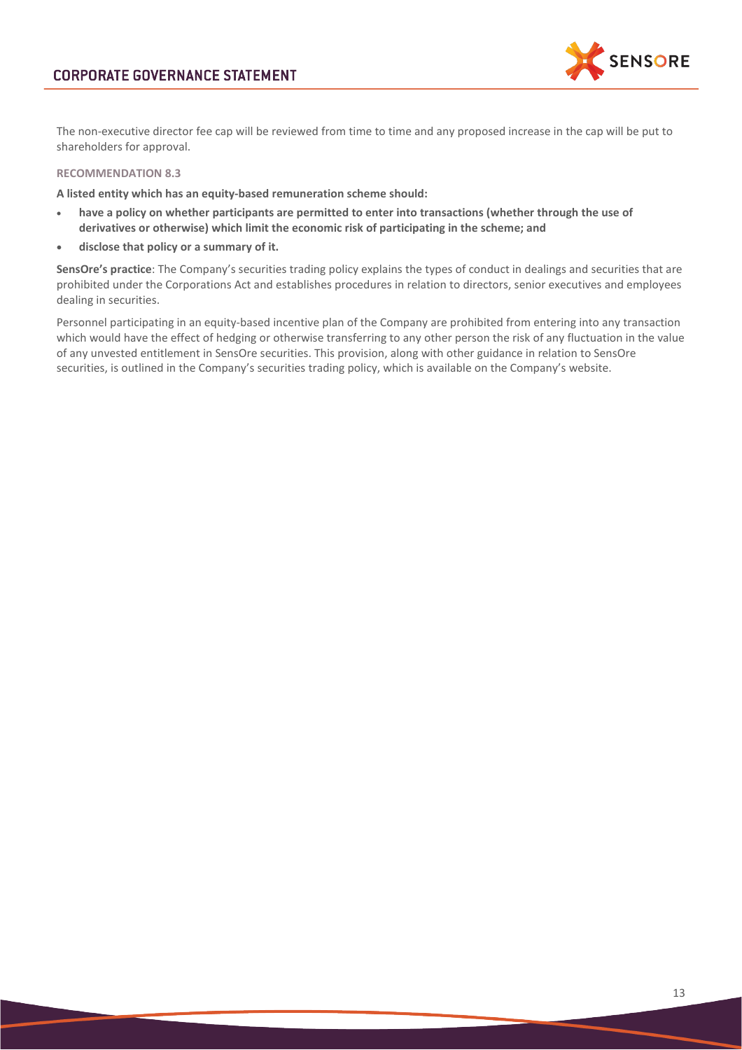The non-executive director fee cap will be reviewed from time to time and any proposed increase in the cap will be put to shareholders for approval.

#### RECOMMENDATION 8.3

**A listed entity which has an equity-based remuneration scheme should:**

- **have a policy on whether participants are permitted to enter into transactions (whether through the use of derivatives or otherwise) which limit the economic risk of participating in the scheme; and**
- **disclose that policy or a summary of it.**

**SensOre's practice**: The Company's securities trading policy explains the types of conduct in dealings and securities that are prohibited under the Corporations Act and establishes procedures in relation to directors, senior executives and employees dealing in securities.

Personnel participating in an equity-based incentive plan of the Company are prohibited from entering into any transaction which would have the effect of hedging or otherwise transferring to any other person the risk of any fluctuation in the value of any unvested entitlement in SensOre securities. This provision, along with other guidance in relation to SensOre securities, is outlined in the Company's securities trading policy, which is available on the Company's website.